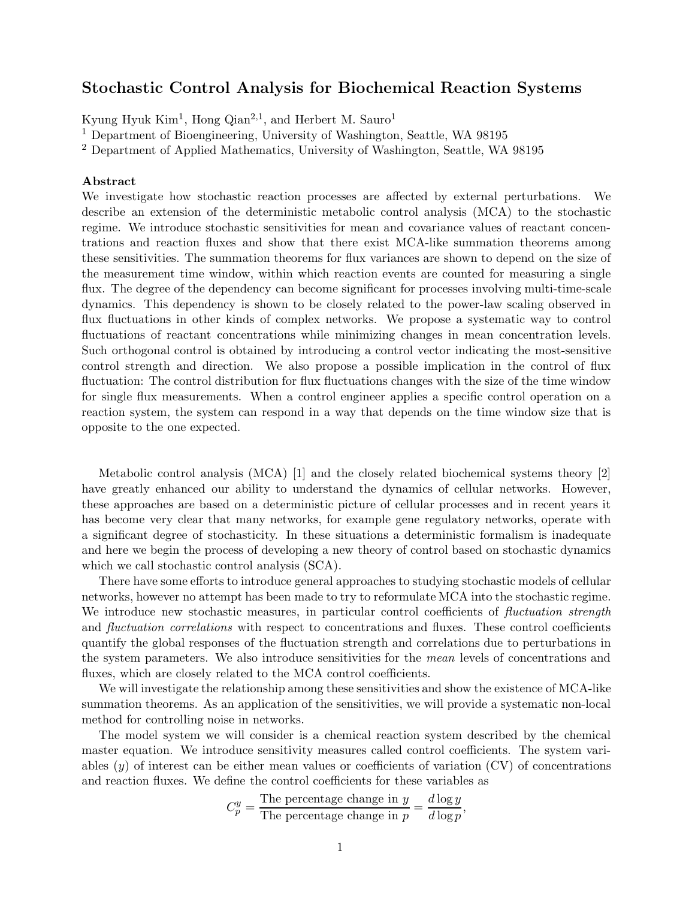# Stochastic Control Analysis for Biochemical Reaction Systems

Kyung Hyuk Kim[1], Hong Qian[2,1], and Herbert M. Sauro[1]

[1] Department of Bioengineering, University of Washington, Seattle, WA 98195

[2] Department of Applied Mathematics, University of Washington, Seattle, WA 98195

## Abstract

We investigate how stochastic reaction processes are affected by external perturbations. We describe an extension of the deterministic metabolic control analysis (MCA) to the stochastic regime. We introduce stochastic sensitivities for mean and covariance values of reactant concentrations and reaction fluxes and show that there exist MCA-like summation theorems among these sensitivities. The summation theorems for flux variances are shown to depend on the size of the measurement time window, within which reaction events are counted for measuring a single flux. The degree of the dependency can become significant for processes involving multi-time-scale dynamics. This dependency is shown to be closely related to the power-law scaling observed in flux fluctuations in other kinds of complex networks. We propose a systematic way to control fluctuations of reactant concentrations while minimizing changes in mean concentration levels. Such orthogonal control is obtained by introducing a control vector indicating the most-sensitive control strength and direction. We also propose a possible implication in the control of flux fluctuation: The control distribution for flux fluctuations changes with the size of the time window for single flux measurements. When a control engineer applies a specific control operation on a reaction system, the system can respond in a way that depends on the time window size that is opposite to the one expected.

Metabolic control analysis (MCA) [1] and the closely related biochemical systems theory [2] have greatly enhanced our ability to understand the dynamics of cellular networks. However, these approaches are based on a deterministic picture of cellular processes and in recent years it has become very clear that many networks, for example gene regulatory networks, operate with a significant degree of stochasticity. In these situations a deterministic formalism is inadequate and here we begin the process of developing a new theory of control based on stochastic dynamics which we call stochastic control analysis (SCA).

There have some efforts to introduce general approaches to studying stochastic models of cellular networks, however no attempt has been made to try to reformulate MCA into the stochastic regime. We introduce new stochastic measures, in particular control coefficients of *fluctuation strength* and *fluctuation correlations* with respect to concentrations and fluxes. These control coefficients quantify the global responses of the fluctuation strength and correlations due to perturbations in the system parameters. We also introduce sensitivities for the *mean* levels of concentrations and fluxes, which are closely related to the MCA control coefficients.

We will investigate the relationship among these sensitivities and show the existence of MCA-like summation theorems. As an application of the sensitivities, we will provide a systematic non-local method for controlling noise in networks.

The model system we will consider is a chemical reaction system described by the chemical master equation. We introduce sensitivity measures called control coefficients. The system variables ($y$) of interest can be either mean values or coefficients of variation (CV) of concentrations and reaction fluxes. We define the control coefficients for these variables as

$$C_p^y = \frac{\text{The percentage change in } y}{\text{The percentage change in } p} = \frac{d \log y}{d \log p},$$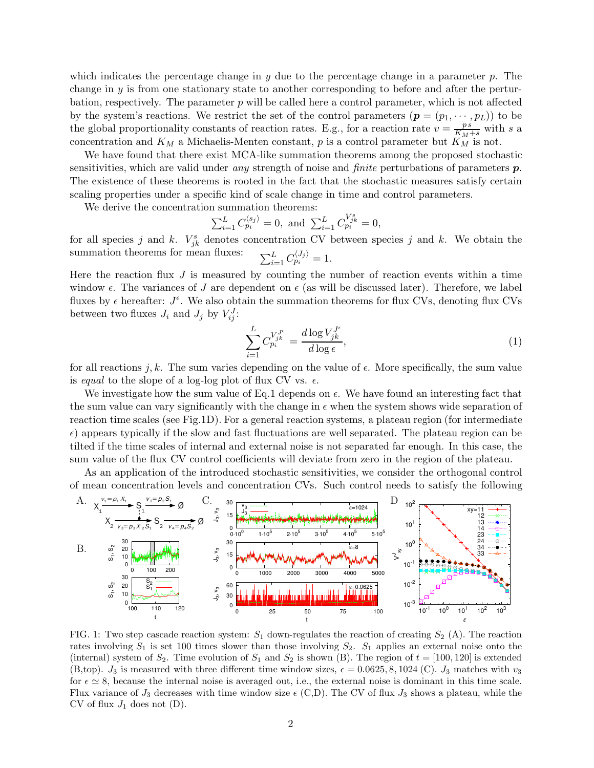which indicates the percentage change in $y$ due to the percentage change in a parameter $p$. The change in $y$ is from one stationary state to another corresponding to before and after the perturbation, respectively. The parameter $p$ will be called here a control parameter, which is not affected by the system's reactions. We restrict the set of the control parameters ($\boldsymbol{p} = (p_1, \cdots, p_L)$) to be the global proportionality constants of reaction rates. E.g., for a reaction rate $v = \frac{p\, s}{K_M + s}$ with $s$ a concentration and $K_M$ a Michaelis-Menten constant, $p$ is a control parameter but $K_M$ is not.

We have found that there exist MCA-like summation theorems among the proposed stochastic sensitivities, which are valid under *any* strength of noise and *finite* perturbations of parameters $\boldsymbol{p}$. The existence of these theorems is rooted in the fact that the stochastic measures satisfy certain scaling properties under a specific kind of scale change in time and control parameters.

We derive the concentration summation theorems:

$$\sum_{i=1}^{L} C_{p_i}^{\langle s_j \rangle} = 0, \text{ and } \sum_{i=1}^{L} C_{p_i}^{V_{jk}^{s}} = 0,$$

for all species $j$ and $k$. $V^s_{jk}$ denotes concentration CV between species $j$ and $k$. We obtain the summation theorems for mean fluxes: $\sum_{i=1}^{L} C_{p_i}^{\langle J_j \rangle} = 1.$

Here the reaction flux $J$ is measured by counting the number of reaction events within a time window $\epsilon$. The variances of $J$ are dependent on $\epsilon$ (as will be discussed later). Therefore, we label fluxes by $\epsilon$ hereafter: $J^\epsilon$. We also obtain the summation theorems for flux CVs, denoting flux CVs between two fluxes $J_i$ and $J_j$ by $V^J_{ij}$:

$$\sum_{i=1}^{L} C_{p_i}^{V_{jk}^{J^\epsilon}} = \frac{d \log V_{jk}^{J^\epsilon}}{d \log \epsilon}, \tag{1}$$

for all reactions $j, k$. The sum varies depending on the value of $\epsilon$. More specifically, the sum value is *equal* to the slope of a log-log plot of flux CV vs. $\epsilon$.

We investigate how the sum value of Eq.1 depends on $\epsilon$. We have found an interesting fact that the sum value can vary significantly with the change in $\epsilon$ when the system shows wide separation of reaction time scales (see Fig.1D). For a general reaction systems, a plateau region (for intermediate $\epsilon$) appears typically if the slow and fast fluctuations are well separated. The plateau region can be tilted if the time scales of internal and external noise is not separated far enough. In this case, the sum value of the flux CV control coefficients will deviate from zero in the region of the plateau.

As an application of the introduced stochastic sensitivities, we consider the orthogonal control of mean concentration levels and concentration CVs. Such control needs to satisfy the following

FIG. 1: Two step cascade reaction system: $S_1$ down-regulates the reaction of creating $S_2$ (A). The reaction rates involving $S_1$ is set 100 times slower than those involving $S_2$. $S_1$ applies an external noise onto the (internal) system of $S_2$. Time evolution of $S_1$ and $S_2$ is shown (B). The region of $t = [100, 120]$ is extended (B,top). $J_3$ is measured with three different time window sizes, $\epsilon = 0.0625, 8, 1024$ (C). $J_3$ matches with $v_3$ for $\epsilon \simeq 8$, because the internal noise is averaged out, i.e., the external noise is dominant in this time scale. Flux variance of $J_3$ decreases with time window size $\epsilon$ (C,D). The CV of flux $J_3$ shows a plateau, while the CV of flux $J_1$ does not (D).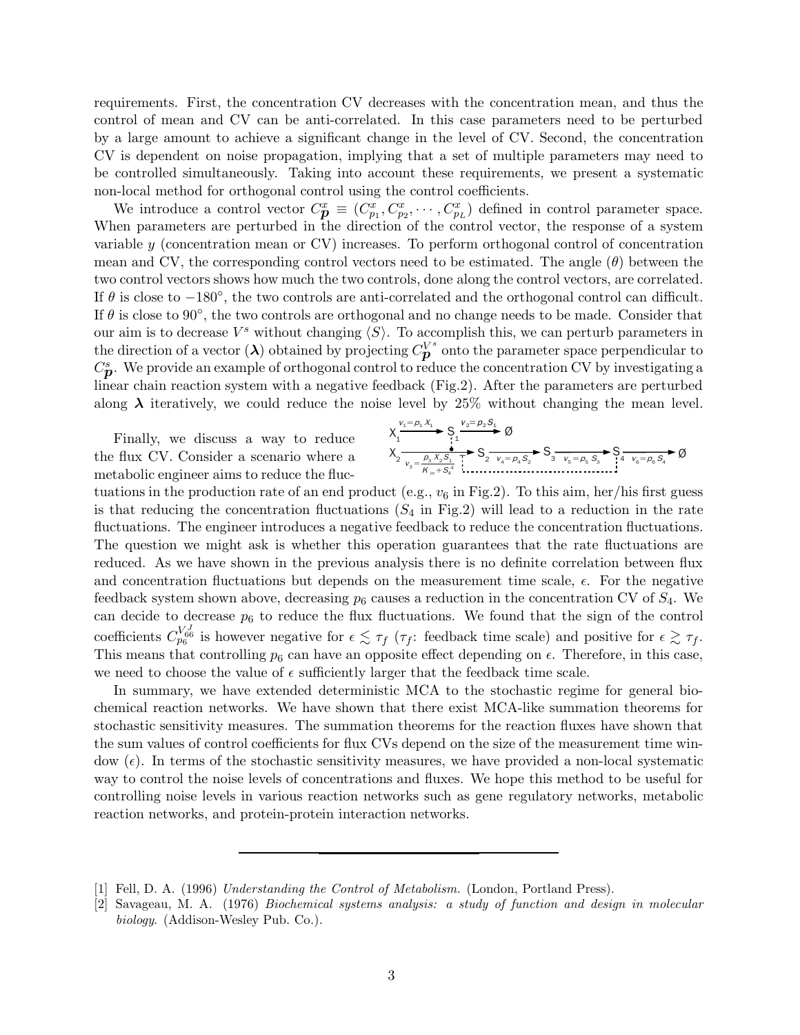requirements. First, the concentration CV decreases with the concentration mean, and thus the control of mean and CV can be anti-correlated. In this case parameters need to be perturbed by a large amount to achieve a significant change in the level of CV. Second, the concentration CV is dependent on noise propagation, implying that a set of multiple parameters may need to be controlled simultaneously. Taking into account these requirements, we present a systematic non-local method for orthogonal control using the control coefficients.

We introduce a control vector $C^x_{\boldsymbol{p}} \equiv (C^x_{p_1}, C^x_{p_2}, \cdots, C^x_{p_L})$ defined in control parameter space. When parameters are perturbed in the direction of the control vector, the response of a system variable $y$ (concentration mean or CV) increases. To perform orthogonal control of concentration mean and CV, the corresponding control vectors need to be estimated. The angle ($\theta$) between the two control vectors shows how much the two controls, done along the control vectors, are correlated. If $\theta$ is close to $-180°$, the two controls are anti-correlated and the orthogonal control can difficult. If $\theta$ is close to $90°$, the two controls are orthogonal and no change needs to be made. Consider that our aim is to decrease $V^s$ without changing $\langle S \rangle$. To accomplish this, we can perturb parameters in the direction of a vector ($\boldsymbol{\lambda}$) obtained by projecting $C^{V^s}_{\boldsymbol{p}}$ onto the parameter space perpendicular to $C^s_{\boldsymbol{p}}$. We provide an example of orthogonal control to reduce the concentration CV by investigating a linear chain reaction system with a negative feedback (Fig.2). After the parameters are perturbed along $\boldsymbol{\lambda}$ iteratively, we could reduce the noise level by 25% without changing the mean level.

$X_1 \xrightarrow{v_1=p_1 X_1} S_1 \xrightarrow{v_2=p_2 S_1} \emptyset$

$X_2 \xrightarrow{v_3=\frac{p_3 X_2 S_1}{K_m+S_4^4}} S_2 \xrightarrow{v_4=p_4 S_2} S_3 \xrightarrow{v_5=p_5 S_3} S_4 \xrightarrow{v_6=p_6 S_4} \emptyset$

Finally, we discuss a way to reduce the flux CV. Consider a scenario where a metabolic engineer aims to reduce the fluctuations in the production rate of an end product (e.g., $v_6$ in Fig.2). To this aim, her/his first guess is that reducing the concentration fluctuations ($S_4$ in Fig.2) will lead to a reduction in the rate fluctuations. The engineer introduces a negative feedback to reduce the concentration fluctuations. The question we might ask is whether this operation guarantees that the rate fluctuations are reduced. As we have shown in the previous analysis there is no definite correlation between flux and concentration fluctuations but depends on the measurement time scale, $\epsilon$. For the negative feedback system shown above, decreasing $p_6$ causes a reduction in the concentration CV of $S_4$. We can decide to decrease $p_6$ to reduce the flux fluctuations. We found that the sign of the control coefficients $C^{V^J_{66}}_{p_6}$ is however negative for $\epsilon \lesssim \tau_f$ ($\tau_f$: feedback time scale) and positive for $\epsilon \gtrsim \tau_f$. This means that controlling $p_6$ can have an opposite effect depending on $\epsilon$. Therefore, in this case, we need to choose the value of $\epsilon$ sufficiently larger that the feedback time scale.

In summary, we have extended deterministic MCA to the stochastic regime for general biochemical reaction networks. We have shown that there exist MCA-like summation theorems for stochastic sensitivity measures. The summation theorems for the reaction fluxes have shown that the sum values of control coefficients for flux CVs depend on the size of the measurement time window ($\epsilon$). In terms of the stochastic sensitivity measures, we have provided a non-local systematic way to control the noise levels of concentrations and fluxes. We hope this method to be useful for controlling noise levels in various reaction networks such as gene regulatory networks, metabolic reaction networks, and protein-protein interaction networks.

---

[1] Fell, D. A. (1996) *Understanding the Control of Metabolism.* (London, Portland Press).

[2] Savageau, M. A. (1976) *Biochemical systems analysis: a study of function and design in molecular biology.* (Addison-Wesley Pub. Co.).